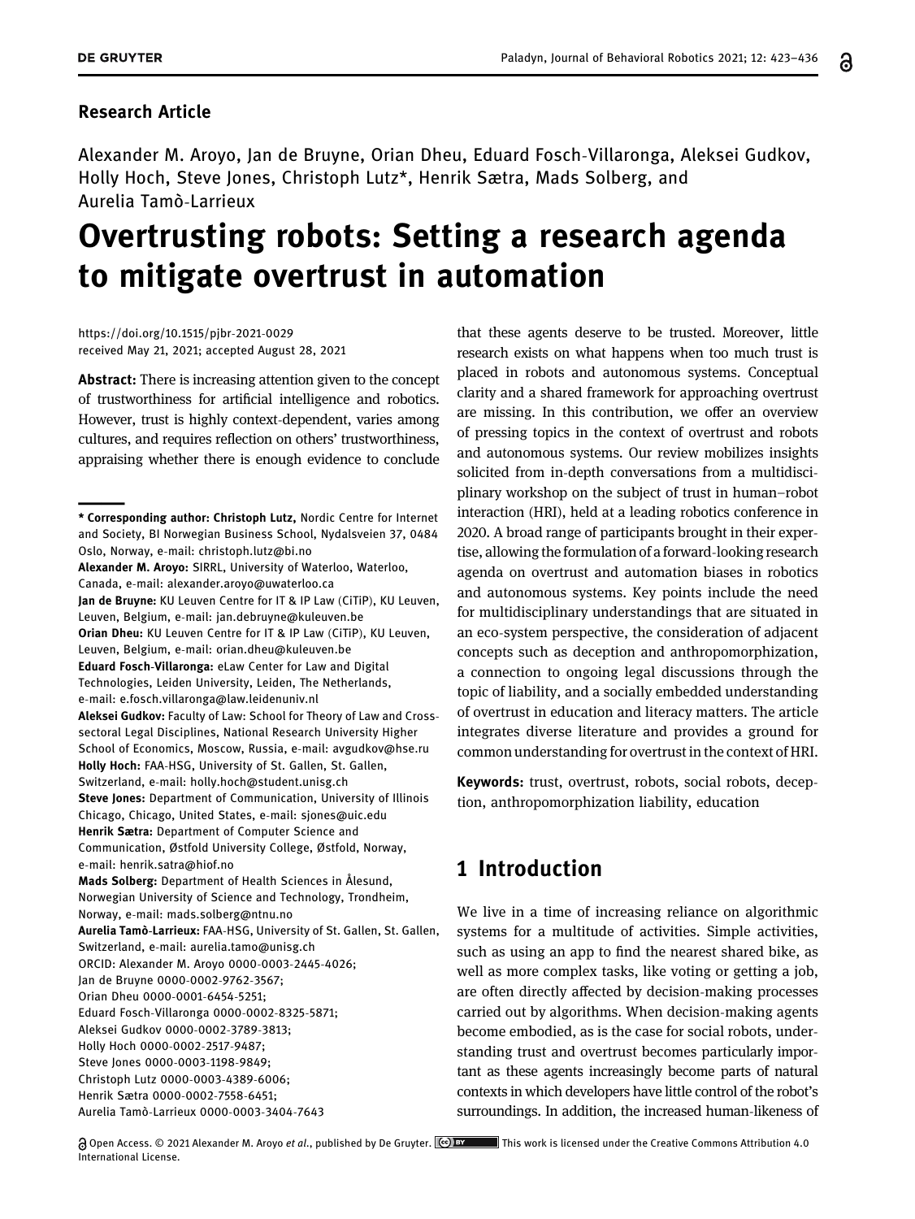**Research Article**

Alexander M. Aroyo, Jan de Bruyne, Orian Dheu, Eduard Fosch-Villaronga, Aleksei Gudkov, Holly Hoch, Steve Jones, Christoph Lutz*, Henrik Sætra, Mads Solberg, and Aurelia Tamò-Larrieux

# Overtrusting robots: Setting a research agenda to mitigate overtrust in automation

https://doi.org/10.1515/pjbr-2021-0029
received May 21, 2021; accepted August 28, 2021

**Abstract:** There is increasing attention given to the concept of trustworthiness for artificial intelligence and robotics. However, trust is highly context-dependent, varies among cultures, and requires reflection on others' trustworthiness, appraising whether there is enough evidence to conclude that these agents deserve to be trusted. Moreover, little research exists on what happens when too much trust is placed in robots and autonomous systems. Conceptual clarity and a shared framework for approaching overtrust are missing. In this contribution, we offer an overview of pressing topics in the context of overtrust and robots and autonomous systems. Our review mobilizes insights solicited from in-depth conversations from a multidisciplinary workshop on the subject of trust in human–robot interaction (HRI), held at a leading robotics conference in 2020. A broad range of participants brought in their expertise, allowing the formulation of a forward-looking research agenda on overtrust and automation biases in robotics and autonomous systems. Key points include the need for multidisciplinary understandings that are situated in an eco-system perspective, the consideration of adjacent concepts such as deception and anthropomorphization, a connection to ongoing legal discussions through the topic of liability, and a socially embedded understanding of overtrust in education and literacy matters. The article integrates diverse literature and provides a ground for common understanding for overtrust in the context of HRI.

**Keywords:** trust, overtrust, robots, social robots, deception, anthropomorphization liability, education

---

**\* Corresponding author: Christoph Lutz,** Nordic Centre for Internet and Society, BI Norwegian Business School, Nydalsveien 37, 0484 Oslo, Norway, e-mail: christoph.lutz@bi.no
**Alexander M. Aroyo:** SIRRL, University of Waterloo, Waterloo, Canada, e-mail: alexander.aroyo@uwaterloo.ca
**Jan de Bruyne:** KU Leuven Centre for IT & IP Law (CiTiP), KU Leuven, Leuven, Belgium, e-mail: jan.debruyne@kuleuven.be
**Orian Dheu:** KU Leuven Centre for IT & IP Law (CiTiP), KU Leuven, Leuven, Belgium, e-mail: orian.dheu@kuleuven.be
**Eduard Fosch-Villaronga:** eLaw Center for Law and Digital Technologies, Leiden University, Leiden, The Netherlands, e-mail: e.fosch.villaronga@law.leidenuniv.nl
**Aleksei Gudkov:** Faculty of Law: School for Theory of Law and Cross-sectoral Legal Disciplines, National Research University Higher School of Economics, Moscow, Russia, e-mail: avgudkov@hse.ru
**Holly Hoch:** FAA-HSG, University of St. Gallen, St. Gallen, Switzerland, e-mail: holly.hoch@student.unisg.ch
**Steve Jones:** Department of Communication, University of Illinois Chicago, Chicago, United States, e-mail: sjones@uic.edu
**Henrik Sætra:** Department of Computer Science and Communication, Østfold University College, Østfold, Norway, e-mail: henrik.satra@hiof.no
**Mads Solberg:** Department of Health Sciences in Ålesund, Norwegian University of Science and Technology, Trondheim, Norway, e-mail: mads.solberg@ntnu.no
**Aurelia Tamò-Larrieux:** FAA-HSG, University of St. Gallen, St. Gallen, Switzerland, e-mail: aurelia.tamo@unisg.ch
ORCID: Alexander M. Aroyo 0000-0003-2445-4026;
Jan de Bruyne 0000-0002-9762-3567;
Orian Dheu 0000-0001-6454-5251;
Eduard Fosch-Villaronga 0000-0002-8325-5871;
Aleksei Gudkov 0000-0002-3789-3813;
Holly Hoch 0000-0002-2517-9487;
Steve Jones 0000-0003-1198-9849;
Christoph Lutz 0000-0003-4389-6006;
Henrik Sætra 0000-0002-7558-6451;
Aurelia Tamò-Larrieux 0000-0003-3404-7643

## 1 Introduction

We live in a time of increasing reliance on algorithmic systems for a multitude of activities. Simple activities, such as using an app to find the nearest shared bike, as well as more complex tasks, like voting or getting a job, are often directly affected by decision-making processes carried out by algorithms. When decision-making agents become embodied, as is the case for social robots, understanding trust and overtrust becomes particularly important as these agents increasingly become parts of natural contexts in which developers have little control of the robot's surroundings. In addition, the increased human-likeness of

Open Access. © 2021 Alexander M. Aroyo *et al.*, published by De Gruyter. This work is licensed under the Creative Commons Attribution 4.0 International License.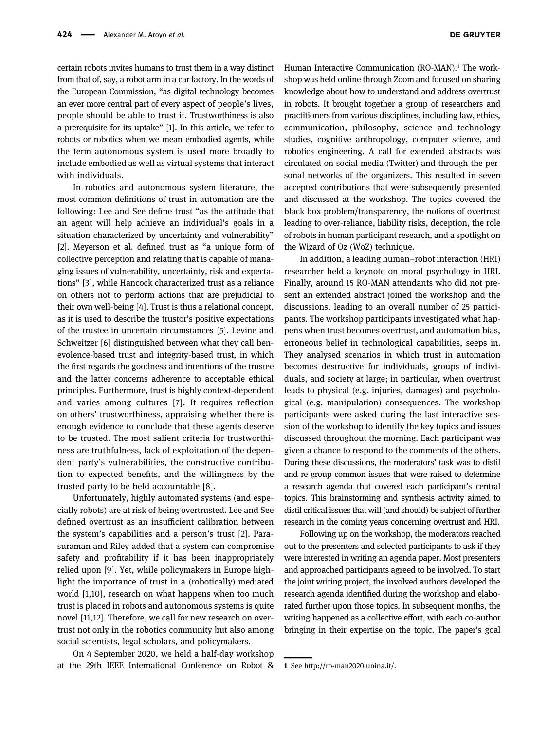certain robots invites humans to trust them in a way distinct from that of, say, a robot arm in a car factory. In the words of the European Commission, "as digital technology becomes an ever more central part of every aspect of people's lives, people should be able to trust it. Trustworthiness is also a prerequisite for its uptake" [1]. In this article, we refer to robots or robotics when we mean embodied agents, while the term autonomous system is used more broadly to include embodied as well as virtual systems that interact with individuals.

In robotics and autonomous system literature, the most common definitions of trust in automation are the following: Lee and See define trust "as the attitude that an agent will help achieve an individual's goals in a situation characterized by uncertainty and vulnerability" [2]. Meyerson et al. defined trust as "a unique form of collective perception and relating that is capable of managing issues of vulnerability, uncertainty, risk and expectations" [3], while Hancock characterized trust as a reliance on others not to perform actions that are prejudicial to their own well-being [4]. Trust is thus a relational concept, as it is used to describe the trustor's positive expectations of the trustee in uncertain circumstances [5]. Levine and Schweitzer [6] distinguished between what they call benevolence-based trust and integrity-based trust, in which the first regards the goodness and intentions of the trustee and the latter concerns adherence to acceptable ethical principles. Furthermore, trust is highly context-dependent and varies among cultures [7]. It requires reflection on others' trustworthiness, appraising whether there is enough evidence to conclude that these agents deserve to be trusted. The most salient criteria for trustworthiness are truthfulness, lack of exploitation of the dependent party's vulnerabilities, the constructive contribution to expected benefits, and the willingness by the trusted party to be held accountable [8].

Unfortunately, highly automated systems (and especially robots) are at risk of being overtrusted. Lee and See defined overtrust as an insufficient calibration between the system's capabilities and a person's trust [2]. Parasuraman and Riley added that a system can compromise safety and profitability if it has been inappropriately relied upon [9]. Yet, while policymakers in Europe highlight the importance of trust in a (robotically) mediated world [1,10], research on what happens when too much trust is placed in robots and autonomous systems is quite novel [11,12]. Therefore, we call for new research on overtrust not only in the robotics community but also among social scientists, legal scholars, and policymakers.

On 4 September 2020, we held a half-day workshop at the 29th IEEE International Conference on Robot & Human Interactive Communication (RO-MAN).[1] The workshop was held online through Zoom and focused on sharing knowledge about how to understand and address overtrust in robots. It brought together a group of researchers and practitioners from various disciplines, including law, ethics, communication, philosophy, science and technology studies, cognitive anthropology, computer science, and robotics engineering. A call for extended abstracts was circulated on social media (Twitter) and through the personal networks of the organizers. This resulted in seven accepted contributions that were subsequently presented and discussed at the workshop. The topics covered the black box problem/transparency, the notions of overtrust leading to over-reliance, liability risks, deception, the role of robots in human participant research, and a spotlight on the Wizard of Oz (WoZ) technique.

In addition, a leading human–robot interaction (HRI) researcher held a keynote on moral psychology in HRI. Finally, around 15 RO-MAN attendants who did not present an extended abstract joined the workshop and the discussions, leading to an overall number of 25 participants. The workshop participants investigated what happens when trust becomes overtrust, and automation bias, erroneous belief in technological capabilities, seeps in. They analysed scenarios in which trust in automation becomes destructive for individuals, groups of individuals, and society at large; in particular, when overtrust leads to physical (e.g. injuries, damages) and psychological (e.g. manipulation) consequences. The workshop participants were asked during the last interactive session of the workshop to identify the key topics and issues discussed throughout the morning. Each participant was given a chance to respond to the comments of the others. During these discussions, the moderators' task was to distil and re-group common issues that were raised to determine a research agenda that covered each participant's central topics. This brainstorming and synthesis activity aimed to distil critical issues that will (and should) be subject of further research in the coming years concerning overtrust and HRI.

Following up on the workshop, the moderators reached out to the presenters and selected participants to ask if they were interested in writing an agenda paper. Most presenters and approached participants agreed to be involved. To start the joint writing project, the involved authors developed the research agenda identified during the workshop and elaborated further upon those topics. In subsequent months, the writing happened as a collective effort, with each co-author bringing in their expertise on the topic. The paper's goal

---

1 See http://ro-man2020.unina.it/.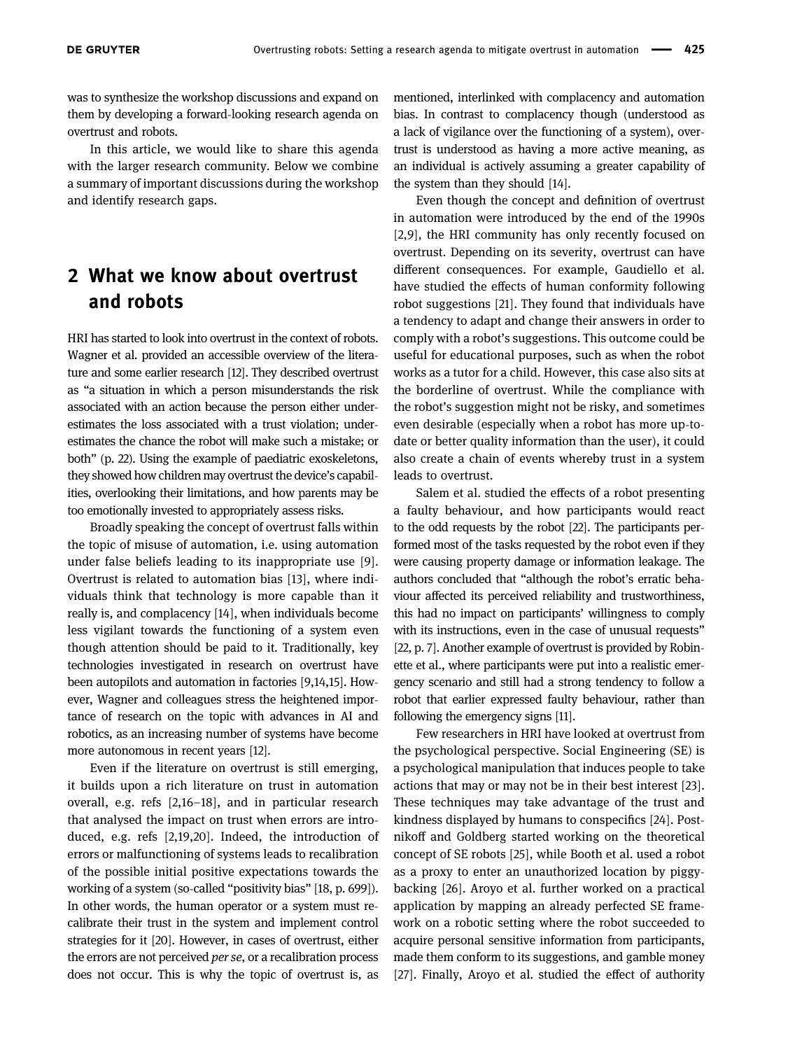was to synthesize the workshop discussions and expand on them by developing a forward-looking research agenda on overtrust and robots.

In this article, we would like to share this agenda with the larger research community. Below we combine a summary of important discussions during the workshop and identify research gaps.

## 2 What we know about overtrust and robots

HRI has started to look into overtrust in the context of robots. Wagner et al. provided an accessible overview of the literature and some earlier research [12]. They described overtrust as "a situation in which a person misunderstands the risk associated with an action because the person either underestimates the loss associated with a trust violation; underestimates the chance the robot will make such a mistake; or both" (p. 22). Using the example of paediatric exoskeletons, they showed how children may overtrust the device's capabilities, overlooking their limitations, and how parents may be too emotionally invested to appropriately assess risks.

Broadly speaking the concept of overtrust falls within the topic of misuse of automation, i.e. using automation under false beliefs leading to its inappropriate use [9]. Overtrust is related to automation bias [13], where individuals think that technology is more capable than it really is, and complacency [14], when individuals become less vigilant towards the functioning of a system even though attention should be paid to it. Traditionally, key technologies investigated in research on overtrust have been autopilots and automation in factories [9,14,15]. However, Wagner and colleagues stress the heightened importance of research on the topic with advances in AI and robotics, as an increasing number of systems have become more autonomous in recent years [12].

Even if the literature on overtrust is still emerging, it builds upon a rich literature on trust in automation overall, e.g. refs [2,16–18], and in particular research that analysed the impact on trust when errors are introduced, e.g. refs [2,19,20]. Indeed, the introduction of errors or malfunctioning of systems leads to recalibration of the possible initial positive expectations towards the working of a system (so-called "positivity bias" [18, p. 699]). In other words, the human operator or a system must recalibrate their trust in the system and implement control strategies for it [20]. However, in cases of overtrust, either the errors are not perceived *per se*, or a recalibration process does not occur. This is why the topic of overtrust is, as mentioned, interlinked with complacency and automation bias. In contrast to complacency though (understood as a lack of vigilance over the functioning of a system), overtrust is understood as having a more active meaning, as an individual is actively assuming a greater capability of the system than they should [14].

Even though the concept and definition of overtrust in automation were introduced by the end of the 1990s [2,9], the HRI community has only recently focused on overtrust. Depending on its severity, overtrust can have different consequences. For example, Gaudiello et al. have studied the effects of human conformity following robot suggestions [21]. They found that individuals have a tendency to adapt and change their answers in order to comply with a robot's suggestions. This outcome could be useful for educational purposes, such as when the robot works as a tutor for a child. However, this case also sits at the borderline of overtrust. While the compliance with the robot's suggestion might not be risky, and sometimes even desirable (especially when a robot has more up-to-date or better quality information than the user), it could also create a chain of events whereby trust in a system leads to overtrust.

Salem et al. studied the effects of a robot presenting a faulty behaviour, and how participants would react to the odd requests by the robot [22]. The participants performed most of the tasks requested by the robot even if they were causing property damage or information leakage. The authors concluded that "although the robot's erratic behaviour affected its perceived reliability and trustworthiness, this had no impact on participants' willingness to comply with its instructions, even in the case of unusual requests" [22, p. 7]. Another example of overtrust is provided by Robinette et al., where participants were put into a realistic emergency scenario and still had a strong tendency to follow a robot that earlier expressed faulty behaviour, rather than following the emergency signs [11].

Few researchers in HRI have looked at overtrust from the psychological perspective. Social Engineering (SE) is a psychological manipulation that induces people to take actions that may or may not be in their best interest [23]. These techniques may take advantage of the trust and kindness displayed by humans to conspecifics [24]. Postnikoff and Goldberg started working on the theoretical concept of SE robots [25], while Booth et al. used a robot as a proxy to enter an unauthorized location by piggybacking [26]. Aroyo et al. further worked on a practical application by mapping an already perfected SE framework on a robotic setting where the robot succeeded to acquire personal sensitive information from participants, made them conform to its suggestions, and gamble money [27]. Finally, Aroyo et al. studied the effect of authority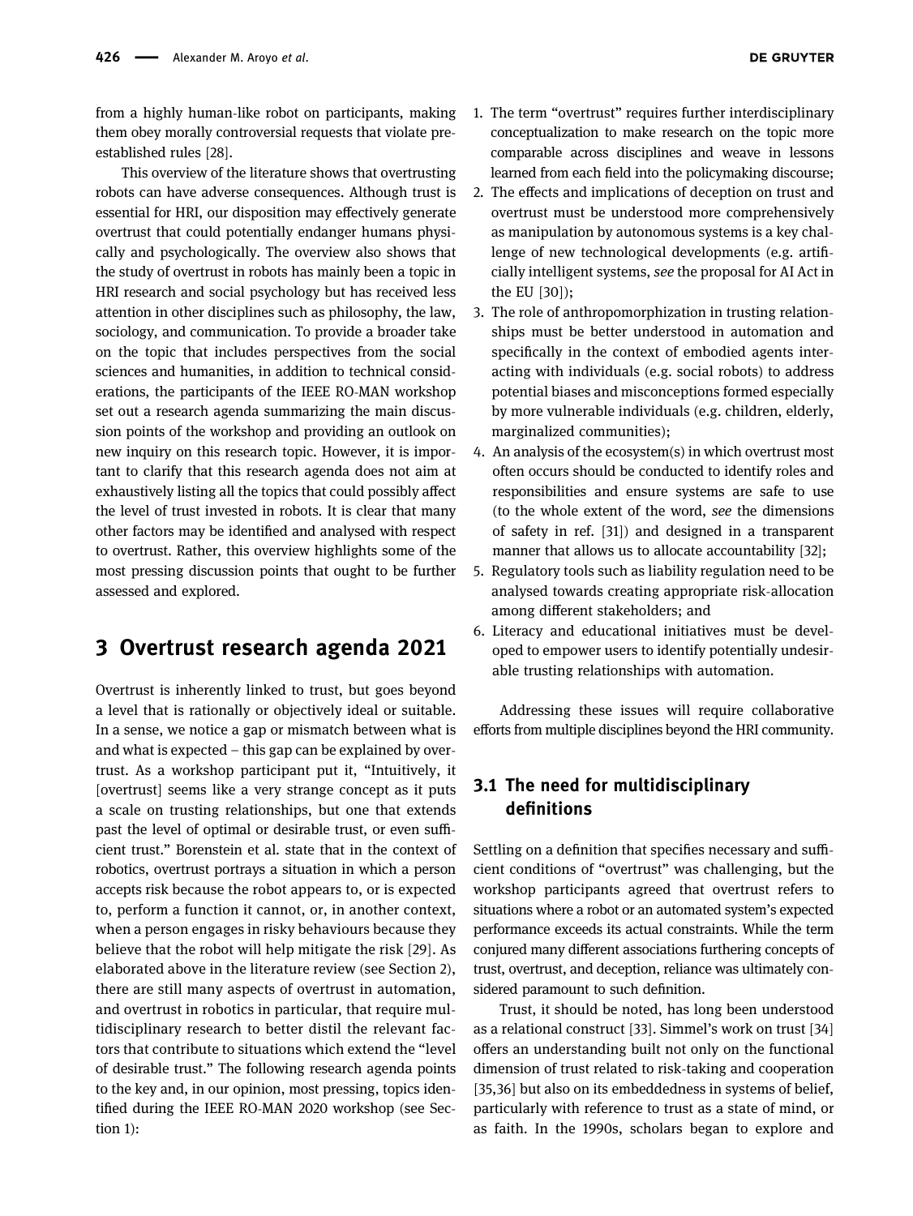from a highly human-like robot on participants, making them obey morally controversial requests that violate pre-established rules [28].

This overview of the literature shows that overtrusting robots can have adverse consequences. Although trust is essential for HRI, our disposition may effectively generate overtrust that could potentially endanger humans physically and psychologically. The overview also shows that the study of overtrust in robots has mainly been a topic in HRI research and social psychology but has received less attention in other disciplines such as philosophy, the law, sociology, and communication. To provide a broader take on the topic that includes perspectives from the social sciences and humanities, in addition to technical considerations, the participants of the IEEE RO-MAN workshop set out a research agenda summarizing the main discussion points of the workshop and providing an outlook on new inquiry on this research topic. However, it is important to clarify that this research agenda does not aim at exhaustively listing all the topics that could possibly affect the level of trust invested in robots. It is clear that many other factors may be identified and analysed with respect to overtrust. Rather, this overview highlights some of the most pressing discussion points that ought to be further assessed and explored.

## 3 Overtrust research agenda 2021

Overtrust is inherently linked to trust, but goes beyond a level that is rationally or objectively ideal or suitable. In a sense, we notice a gap or mismatch between what is and what is expected – this gap can be explained by overtrust. As a workshop participant put it, "Intuitively, it [overtrust] seems like a very strange concept as it puts a scale on trusting relationships, but one that extends past the level of optimal or desirable trust, or even sufficient trust." Borenstein et al. state that in the context of robotics, overtrust portrays a situation in which a person accepts risk because the robot appears to, or is expected to, perform a function it cannot, or, in another context, when a person engages in risky behaviours because they believe that the robot will help mitigate the risk [29]. As elaborated above in the literature review (see Section 2), there are still many aspects of overtrust in automation, and overtrust in robotics in particular, that require multidisciplinary research to better distil the relevant factors that contribute to situations which extend the "level of desirable trust." The following research agenda points to the key and, in our opinion, most pressing, topics identified during the IEEE RO-MAN 2020 workshop (see Section 1):

1. The term "overtrust" requires further interdisciplinary conceptualization to make research on the topic more comparable across disciplines and weave in lessons learned from each field into the policymaking discourse;
2. The effects and implications of deception on trust and overtrust must be understood more comprehensively as manipulation by autonomous systems is a key challenge of new technological developments (e.g. artificially intelligent systems, *see* the proposal for AI Act in the EU [30]);
3. The role of anthropomorphization in trusting relationships must be better understood in automation and specifically in the context of embodied agents interacting with individuals (e.g. social robots) to address potential biases and misconceptions formed especially by more vulnerable individuals (e.g. children, elderly, marginalized communities);
4. An analysis of the ecosystem(s) in which overtrust most often occurs should be conducted to identify roles and responsibilities and ensure systems are safe to use (to the whole extent of the word, *see* the dimensions of safety in ref. [31]) and designed in a transparent manner that allows us to allocate accountability [32];
5. Regulatory tools such as liability regulation need to be analysed towards creating appropriate risk-allocation among different stakeholders; and
6. Literacy and educational initiatives must be developed to empower users to identify potentially undesirable trusting relationships with automation.

Addressing these issues will require collaborative efforts from multiple disciplines beyond the HRI community.

### 3.1 The need for multidisciplinary definitions

Settling on a definition that specifies necessary and sufficient conditions of "overtrust" was challenging, but the workshop participants agreed that overtrust refers to situations where a robot or an automated system's expected performance exceeds its actual constraints. While the term conjured many different associations furthering concepts of trust, overtrust, and deception, reliance was ultimately considered paramount to such definition.

Trust, it should be noted, has long been understood as a relational construct [33]. Simmel's work on trust [34] offers an understanding built not only on the functional dimension of trust related to risk-taking and cooperation [35,36] but also on its embeddedness in systems of belief, particularly with reference to trust as a state of mind, or as faith. In the 1990s, scholars began to explore and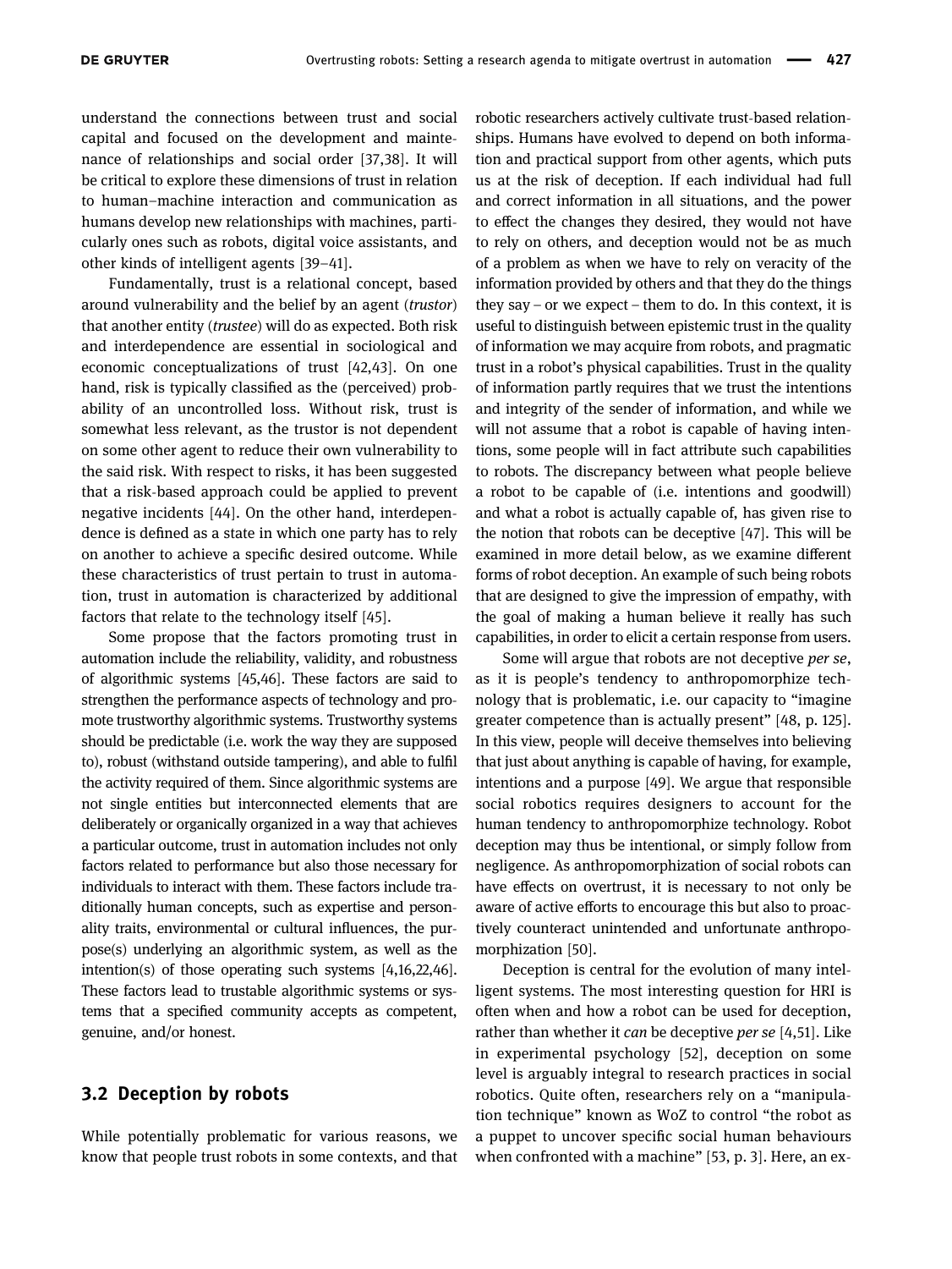understand the connections between trust and social capital and focused on the development and maintenance of relationships and social order [37,38]. It will be critical to explore these dimensions of trust in relation to human–machine interaction and communication as humans develop new relationships with machines, particularly ones such as robots, digital voice assistants, and other kinds of intelligent agents [39–41].

Fundamentally, trust is a relational concept, based around vulnerability and the belief by an agent (*trustor*) that another entity (*trustee*) will do as expected. Both risk and interdependence are essential in sociological and economic conceptualizations of trust [42,43]. On one hand, risk is typically classified as the (perceived) probability of an uncontrolled loss. Without risk, trust is somewhat less relevant, as the trustor is not dependent on some other agent to reduce their own vulnerability to the said risk. With respect to risks, it has been suggested that a risk-based approach could be applied to prevent negative incidents [44]. On the other hand, interdependence is defined as a state in which one party has to rely on another to achieve a specific desired outcome. While these characteristics of trust pertain to trust in automation, trust in automation is characterized by additional factors that relate to the technology itself [45].

Some propose that the factors promoting trust in automation include the reliability, validity, and robustness of algorithmic systems [45,46]. These factors are said to strengthen the performance aspects of technology and promote trustworthy algorithmic systems. Trustworthy systems should be predictable (i.e. work the way they are supposed to), robust (withstand outside tampering), and able to fulfil the activity required of them. Since algorithmic systems are not single entities but interconnected elements that are deliberately or organically organized in a way that achieves a particular outcome, trust in automation includes not only factors related to performance but also those necessary for individuals to interact with them. These factors include traditionally human concepts, such as expertise and personality traits, environmental or cultural influences, the purpose(s) underlying an algorithmic system, as well as the intention(s) of those operating such systems [4,16,22,46]. These factors lead to trustable algorithmic systems or systems that a specified community accepts as competent, genuine, and/or honest.

## 3.2 Deception by robots

While potentially problematic for various reasons, we know that people trust robots in some contexts, and that robotic researchers actively cultivate trust-based relationships. Humans have evolved to depend on both information and practical support from other agents, which puts us at the risk of deception. If each individual had full and correct information in all situations, and the power to effect the changes they desired, they would not have to rely on others, and deception would not be as much of a problem as when we have to rely on veracity of the information provided by others and that they do the things they say – or we expect – them to do. In this context, it is useful to distinguish between epistemic trust in the quality of information we may acquire from robots, and pragmatic trust in a robot's physical capabilities. Trust in the quality of information partly requires that we trust the intentions and integrity of the sender of information, and while we will not assume that a robot is capable of having intentions, some people will in fact attribute such capabilities to robots. The discrepancy between what people believe a robot to be capable of (i.e. intentions and goodwill) and what a robot is actually capable of, has given rise to the notion that robots can be deceptive [47]. This will be examined in more detail below, as we examine different forms of robot deception. An example of such being robots that are designed to give the impression of empathy, with the goal of making a human believe it really has such capabilities, in order to elicit a certain response from users.

Some will argue that robots are not deceptive *per se*, as it is people's tendency to anthropomorphize technology that is problematic, i.e. our capacity to "imagine greater competence than is actually present" [48, p. 125]. In this view, people will deceive themselves into believing that just about anything is capable of having, for example, intentions and a purpose [49]. We argue that responsible social robotics requires designers to account for the human tendency to anthropomorphize technology. Robot deception may thus be intentional, or simply follow from negligence. As anthropomorphization of social robots can have effects on overtrust, it is necessary to not only be aware of active efforts to encourage this but also to proactively counteract unintended and unfortunate anthropomorphization [50].

Deception is central for the evolution of many intelligent systems. The most interesting question for HRI is often when and how a robot can be used for deception, rather than whether it *can* be deceptive *per se* [4,51]. Like in experimental psychology [52], deception on some level is arguably integral to research practices in social robotics. Quite often, researchers rely on a "manipulation technique" known as WoZ to control "the robot as a puppet to uncover specific social human behaviours when confronted with a machine" [53, p. 3]. Here, an ex-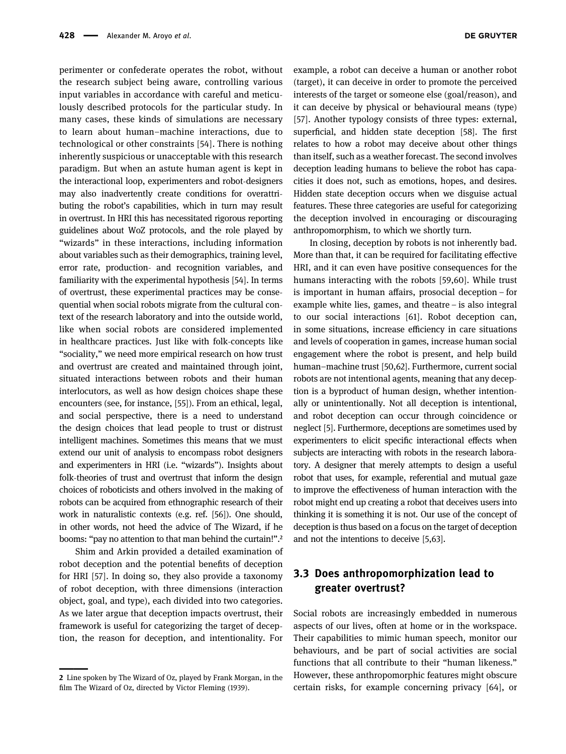perimenter or confederate operates the robot, without the research subject being aware, controlling various input variables in accordance with careful and meticulously described protocols for the particular study. In many cases, these kinds of simulations are necessary to learn about human–machine interactions, due to technological or other constraints [54]. There is nothing inherently suspicious or unacceptable with this research paradigm. But when an astute human agent is kept in the interactional loop, experimenters and robot-designers may also inadvertently create conditions for overattributing the robot's capabilities, which in turn may result in overtrust. In HRI this has necessitated rigorous reporting guidelines about WoZ protocols, and the role played by "wizards" in these interactions, including information about variables such as their demographics, training level, error rate, production- and recognition variables, and familiarity with the experimental hypothesis [54]. In terms of overtrust, these experimental practices may be consequential when social robots migrate from the cultural context of the research laboratory and into the outside world, like when social robots are considered implemented in healthcare practices. Just like with folk-concepts like "sociality," we need more empirical research on how trust and overtrust are created and maintained through joint, situated interactions between robots and their human interlocutors, as well as how design choices shape these encounters (see, for instance, [55]). From an ethical, legal, and social perspective, there is a need to understand the design choices that lead people to trust or distrust intelligent machines. Sometimes this means that we must extend our unit of analysis to encompass robot designers and experimenters in HRI (i.e. "wizards"). Insights about folk-theories of trust and overtrust that inform the design choices of roboticists and others involved in the making of robots can be acquired from ethnographic research of their work in naturalistic contexts (e.g. ref. [56]). One should, in other words, not heed the advice of The Wizard, if he booms: "pay no attention to that man behind the curtain!".[2]

Shim and Arkin provided a detailed examination of robot deception and the potential benefits of deception for HRI [57]. In doing so, they also provide a taxonomy of robot deception, with three dimensions (interaction object, goal, and type), each divided into two categories. As we later argue that deception impacts overtrust, their framework is useful for categorizing the target of deception, the reason for deception, and intentionality. For example, a robot can deceive a human or another robot (target), it can deceive in order to promote the perceived interests of the target or someone else (goal/reason), and it can deceive by physical or behavioural means (type) [57]. Another typology consists of three types: external, superficial, and hidden state deception [58]. The first relates to how a robot may deceive about other things than itself, such as a weather forecast. The second involves deception leading humans to believe the robot has capacities it does not, such as emotions, hopes, and desires. Hidden state deception occurs when we disguise actual features. These three categories are useful for categorizing the deception involved in encouraging or discouraging anthropomorphism, to which we shortly turn.

In closing, deception by robots is not inherently bad. More than that, it can be required for facilitating effective HRI, and it can even have positive consequences for the humans interacting with the robots [59,60]. While trust is important in human affairs, prosocial deception – for example white lies, games, and theatre – is also integral to our social interactions [61]. Robot deception can, in some situations, increase efficiency in care situations and levels of cooperation in games, increase human social engagement where the robot is present, and help build human–machine trust [50,62]. Furthermore, current social robots are not intentional agents, meaning that any deception is a byproduct of human design, whether intentionally or unintentionally. Not all deception is intentional, and robot deception can occur through coincidence or neglect [5]. Furthermore, deceptions are sometimes used by experimenters to elicit specific interactional effects when subjects are interacting with robots in the research laboratory. A designer that merely attempts to design a useful robot that uses, for example, referential and mutual gaze to improve the effectiveness of human interaction with the robot might end up creating a robot that deceives users into thinking it is something it is not. Our use of the concept of deception is thus based on a focus on the target of deception and not the intentions to deceive [5,63].

### 3.3 Does anthropomorphization lead to greater overtrust?

Social robots are increasingly embedded in numerous aspects of our lives, often at home or in the workspace. Their capabilities to mimic human speech, monitor our behaviours, and be part of social activities are social functions that all contribute to their "human likeness." However, these anthropomorphic features might obscure certain risks, for example concerning privacy [64], or

---

[2] Line spoken by The Wizard of Oz, played by Frank Morgan, in the film The Wizard of Oz, directed by Victor Fleming (1939).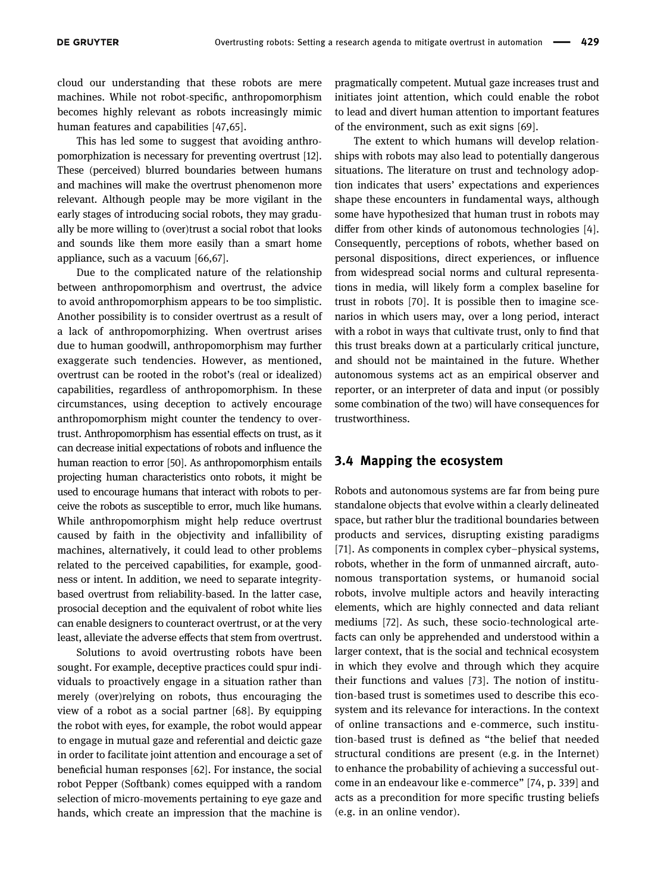cloud our understanding that these robots are mere machines. While not robot-specific, anthropomorphism becomes highly relevant as robots increasingly mimic human features and capabilities [47,65].

This has led some to suggest that avoiding anthropomorphization is necessary for preventing overtrust [12]. These (perceived) blurred boundaries between humans and machines will make the overtrust phenomenon more relevant. Although people may be more vigilant in the early stages of introducing social robots, they may gradually be more willing to (over)trust a social robot that looks and sounds like them more easily than a smart home appliance, such as a vacuum [66,67].

Due to the complicated nature of the relationship between anthropomorphism and overtrust, the advice to avoid anthropomorphism appears to be too simplistic. Another possibility is to consider overtrust as a result of a lack of anthropomorphizing. When overtrust arises due to human goodwill, anthropomorphism may further exaggerate such tendencies. However, as mentioned, overtrust can be rooted in the robot's (real or idealized) capabilities, regardless of anthropomorphism. In these circumstances, using deception to actively encourage anthropomorphism might counter the tendency to overtrust. Anthropomorphism has essential effects on trust, as it can decrease initial expectations of robots and influence the human reaction to error [50]. As anthropomorphism entails projecting human characteristics onto robots, it might be used to encourage humans that interact with robots to perceive the robots as susceptible to error, much like humans. While anthropomorphism might help reduce overtrust caused by faith in the objectivity and infallibility of machines, alternatively, it could lead to other problems related to the perceived capabilities, for example, goodness or intent. In addition, we need to separate integrity-based overtrust from reliability-based. In the latter case, prosocial deception and the equivalent of robot white lies can enable designers to counteract overtrust, or at the very least, alleviate the adverse effects that stem from overtrust.

Solutions to avoid overtrusting robots have been sought. For example, deceptive practices could spur individuals to proactively engage in a situation rather than merely (over)relying on robots, thus encouraging the view of a robot as a social partner [68]. By equipping the robot with eyes, for example, the robot would appear to engage in mutual gaze and referential and deictic gaze in order to facilitate joint attention and encourage a set of beneficial human responses [62]. For instance, the social robot Pepper (Softbank) comes equipped with a random selection of micro-movements pertaining to eye gaze and hands, which create an impression that the machine is pragmatically competent. Mutual gaze increases trust and initiates joint attention, which could enable the robot to lead and divert human attention to important features of the environment, such as exit signs [69].

The extent to which humans will develop relationships with robots may also lead to potentially dangerous situations. The literature on trust and technology adoption indicates that users' expectations and experiences shape these encounters in fundamental ways, although some have hypothesized that human trust in robots may differ from other kinds of autonomous technologies [4]. Consequently, perceptions of robots, whether based on personal dispositions, direct experiences, or influence from widespread social norms and cultural representations in media, will likely form a complex baseline for trust in robots [70]. It is possible then to imagine scenarios in which users may, over a long period, interact with a robot in ways that cultivate trust, only to find that this trust breaks down at a particularly critical juncture, and should not be maintained in the future. Whether autonomous systems act as an empirical observer and reporter, or an interpreter of data and input (or possibly some combination of the two) will have consequences for trustworthiness.

## 3.4 Mapping the ecosystem

Robots and autonomous systems are far from being pure standalone objects that evolve within a clearly delineated space, but rather blur the traditional boundaries between products and services, disrupting existing paradigms [71]. As components in complex cyber–physical systems, robots, whether in the form of unmanned aircraft, autonomous transportation systems, or humanoid social robots, involve multiple actors and heavily interacting elements, which are highly connected and data reliant mediums [72]. As such, these socio-technological artefacts can only be apprehended and understood within a larger context, that is the social and technical ecosystem in which they evolve and through which they acquire their functions and values [73]. The notion of institution-based trust is sometimes used to describe this ecosystem and its relevance for interactions. In the context of online transactions and e-commerce, such institution-based trust is defined as "the belief that needed structural conditions are present (e.g. in the Internet) to enhance the probability of achieving a successful outcome in an endeavour like e-commerce" [74, p. 339] and acts as a precondition for more specific trusting beliefs (e.g. in an online vendor).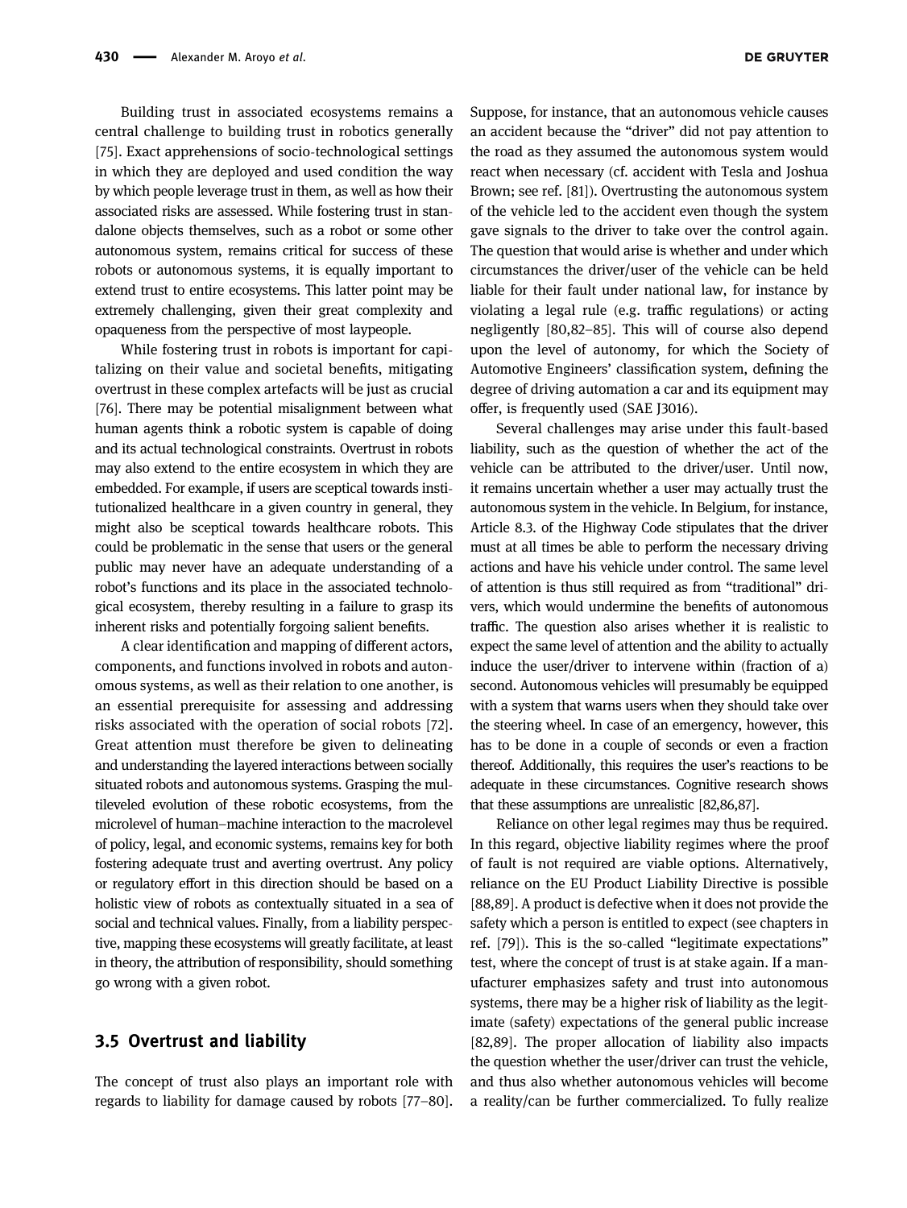Building trust in associated ecosystems remains a central challenge to building trust in robotics generally [75]. Exact apprehensions of socio-technological settings in which they are deployed and used condition the way by which people leverage trust in them, as well as how their associated risks are assessed. While fostering trust in standalone objects themselves, such as a robot or some other autonomous system, remains critical for success of these robots or autonomous systems, it is equally important to extend trust to entire ecosystems. This latter point may be extremely challenging, given their great complexity and opaqueness from the perspective of most laypeople.

While fostering trust in robots is important for capitalizing on their value and societal benefits, mitigating overtrust in these complex artefacts will be just as crucial [76]. There may be potential misalignment between what human agents think a robotic system is capable of doing and its actual technological constraints. Overtrust in robots may also extend to the entire ecosystem in which they are embedded. For example, if users are sceptical towards institutionalized healthcare in a given country in general, they might also be sceptical towards healthcare robots. This could be problematic in the sense that users or the general public may never have an adequate understanding of a robot's functions and its place in the associated technological ecosystem, thereby resulting in a failure to grasp its inherent risks and potentially forgoing salient benefits.

A clear identification and mapping of different actors, components, and functions involved in robots and autonomous systems, as well as their relation to one another, is an essential prerequisite for assessing and addressing risks associated with the operation of social robots [72]. Great attention must therefore be given to delineating and understanding the layered interactions between socially situated robots and autonomous systems. Grasping the multileveled evolution of these robotic ecosystems, from the microlevel of human–machine interaction to the macrolevel of policy, legal, and economic systems, remains key for both fostering adequate trust and averting overtrust. Any policy or regulatory effort in this direction should be based on a holistic view of robots as contextually situated in a sea of social and technical values. Finally, from a liability perspective, mapping these ecosystems will greatly facilitate, at least in theory, the attribution of responsibility, should something go wrong with a given robot.

## 3.5 Overtrust and liability

The concept of trust also plays an important role with regards to liability for damage caused by robots [77–80]. Suppose, for instance, that an autonomous vehicle causes an accident because the "driver" did not pay attention to the road as they assumed the autonomous system would react when necessary (cf. accident with Tesla and Joshua Brown; see ref. [81]). Overtrusting the autonomous system of the vehicle led to the accident even though the system gave signals to the driver to take over the control again. The question that would arise is whether and under which circumstances the driver/user of the vehicle can be held liable for their fault under national law, for instance by violating a legal rule (e.g. traffic regulations) or acting negligently [80,82–85]. This will of course also depend upon the level of autonomy, for which the Society of Automotive Engineers' classification system, defining the degree of driving automation a car and its equipment may offer, is frequently used (SAE J3016).

Several challenges may arise under this fault-based liability, such as the question of whether the act of the vehicle can be attributed to the driver/user. Until now, it remains uncertain whether a user may actually trust the autonomous system in the vehicle. In Belgium, for instance, Article 8.3. of the Highway Code stipulates that the driver must at all times be able to perform the necessary driving actions and have his vehicle under control. The same level of attention is thus still required as from "traditional" drivers, which would undermine the benefits of autonomous traffic. The question also arises whether it is realistic to expect the same level of attention and the ability to actually induce the user/driver to intervene within (fraction of a) second. Autonomous vehicles will presumably be equipped with a system that warns users when they should take over the steering wheel. In case of an emergency, however, this has to be done in a couple of seconds or even a fraction thereof. Additionally, this requires the user's reactions to be adequate in these circumstances. Cognitive research shows that these assumptions are unrealistic [82,86,87].

Reliance on other legal regimes may thus be required. In this regard, objective liability regimes where the proof of fault is not required are viable options. Alternatively, reliance on the EU Product Liability Directive is possible [88,89]. A product is defective when it does not provide the safety which a person is entitled to expect (see chapters in ref. [79]). This is the so-called "legitimate expectations" test, where the concept of trust is at stake again. If a manufacturer emphasizes safety and trust into autonomous systems, there may be a higher risk of liability as the legitimate (safety) expectations of the general public increase [82,89]. The proper allocation of liability also impacts the question whether the user/driver can trust the vehicle, and thus also whether autonomous vehicles will become a reality/can be further commercialized. To fully realize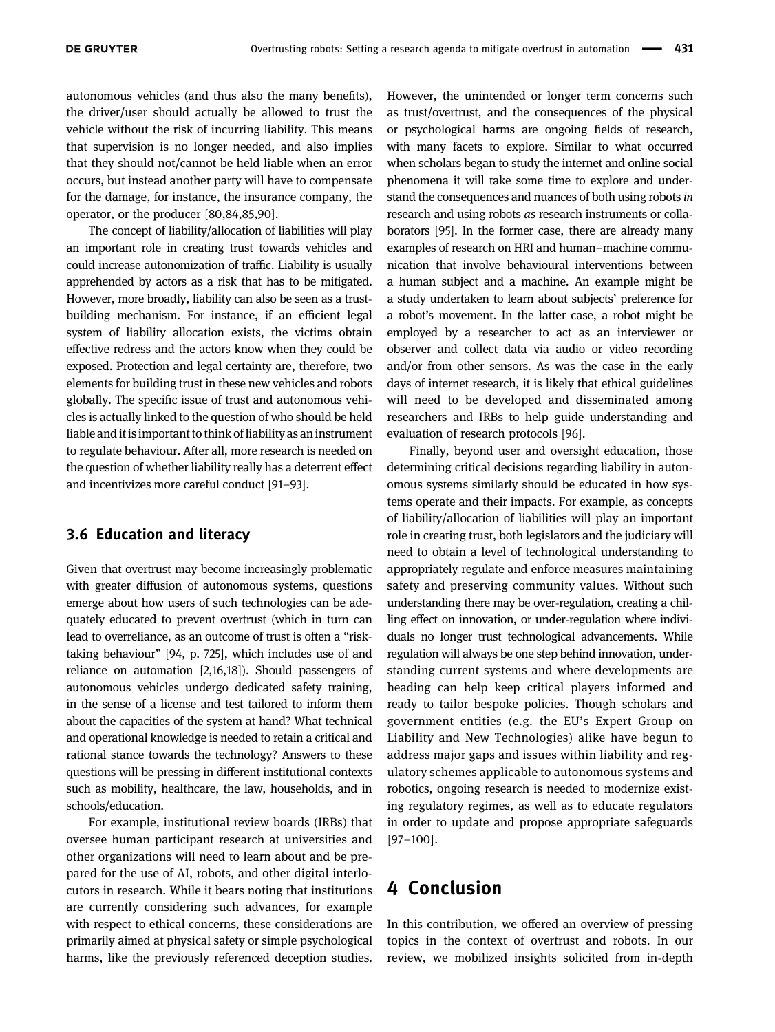autonomous vehicles (and thus also the many benefits), the driver/user should actually be allowed to trust the vehicle without the risk of incurring liability. This means that supervision is no longer needed, and also implies that they should not/cannot be held liable when an error occurs, but instead another party will have to compensate for the damage, for instance, the insurance company, the operator, or the producer [80,84,85,90].

The concept of liability/allocation of liabilities will play an important role in creating trust towards vehicles and could increase autonomization of traffic. Liability is usually apprehended by actors as a risk that has to be mitigated. However, more broadly, liability can also be seen as a trust-building mechanism. For instance, if an efficient legal system of liability allocation exists, the victims obtain effective redress and the actors know when they could be exposed. Protection and legal certainty are, therefore, two elements for building trust in these new vehicles and robots globally. The specific issue of trust and autonomous vehicles is actually linked to the question of who should be held liable and it is important to think of liability as an instrument to regulate behaviour. After all, more research is needed on the question of whether liability really has a deterrent effect and incentivizes more careful conduct [91–93].

### 3.6 Education and literacy

Given that overtrust may become increasingly problematic with greater diffusion of autonomous systems, questions emerge about how users of such technologies can be adequately educated to prevent overtrust (which in turn can lead to overreliance, as an outcome of trust is often a "risk-taking behaviour" [94, p. 725], which includes use of and reliance on automation [2,16,18]). Should passengers of autonomous vehicles undergo dedicated safety training, in the sense of a license and test tailored to inform them about the capacities of the system at hand? What technical and operational knowledge is needed to retain a critical and rational stance towards the technology? Answers to these questions will be pressing in different institutional contexts such as mobility, healthcare, the law, households, and in schools/education.

For example, institutional review boards (IRBs) that oversee human participant research at universities and other organizations will need to learn about and be prepared for the use of AI, robots, and other digital interlocutors in research. While it bears noting that institutions are currently considering such advances, for example with respect to ethical concerns, these considerations are primarily aimed at physical safety or simple psychological harms, like the previously referenced deception studies. However, the unintended or longer term concerns such as trust/overtrust, and the consequences of the physical or psychological harms are ongoing fields of research, with many facets to explore. Similar to what occurred when scholars began to study the internet and online social phenomena it will take some time to explore and understand the consequences and nuances of both using robots *in* research and using robots *as* research instruments or collaborators [95]. In the former case, there are already many examples of research on HRI and human–machine communication that involve behavioural interventions between a human subject and a machine. An example might be a study undertaken to learn about subjects' preference for a robot's movement. In the latter case, a robot might be employed by a researcher to act as an interviewer or observer and collect data via audio or video recording and/or from other sensors. As was the case in the early days of internet research, it is likely that ethical guidelines will need to be developed and disseminated among researchers and IRBs to help guide understanding and evaluation of research protocols [96].

Finally, beyond user and oversight education, those determining critical decisions regarding liability in autonomous systems similarly should be educated in how systems operate and their impacts. For example, as concepts of liability/allocation of liabilities will play an important role in creating trust, both legislators and the judiciary will need to obtain a level of technological understanding to appropriately regulate and enforce measures maintaining safety and preserving community values. Without such understanding there may be over-regulation, creating a chilling effect on innovation, or under-regulation where individuals no longer trust technological advancements. While regulation will always be one step behind innovation, understanding current systems and where developments are heading can help keep critical players informed and ready to tailor bespoke policies. Though scholars and government entities (e.g. the EU's Expert Group on Liability and New Technologies) alike have begun to address major gaps and issues within liability and regulatory schemes applicable to autonomous systems and robotics, ongoing research is needed to modernize existing regulatory regimes, as well as to educate regulators in order to update and propose appropriate safeguards [97–100].

## 4 Conclusion

In this contribution, we offered an overview of pressing topics in the context of overtrust and robots. In our review, we mobilized insights solicited from in-depth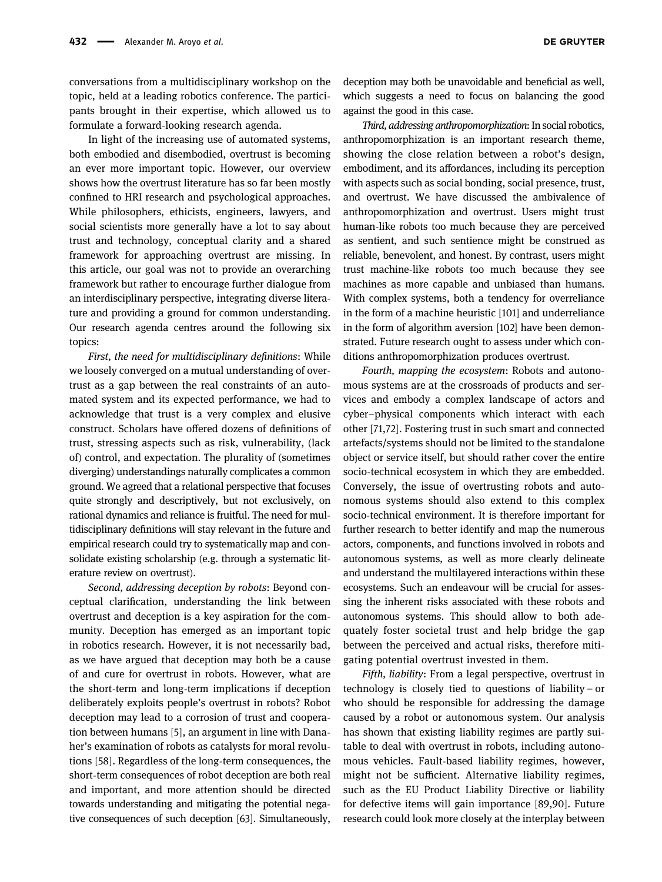conversations from a multidisciplinary workshop on the topic, held at a leading robotics conference. The participants brought in their expertise, which allowed us to formulate a forward-looking research agenda.

In light of the increasing use of automated systems, both embodied and disembodied, overtrust is becoming an ever more important topic. However, our overview shows how the overtrust literature has so far been mostly confined to HRI research and psychological approaches. While philosophers, ethicists, engineers, lawyers, and social scientists more generally have a lot to say about trust and technology, conceptual clarity and a shared framework for approaching overtrust are missing. In this article, our goal was not to provide an overarching framework but rather to encourage further dialogue from an interdisciplinary perspective, integrating diverse literature and providing a ground for common understanding. Our research agenda centres around the following six topics:

*First, the need for multidisciplinary definitions*: While we loosely converged on a mutual understanding of overtrust as a gap between the real constraints of an automated system and its expected performance, we had to acknowledge that trust is a very complex and elusive construct. Scholars have offered dozens of definitions of trust, stressing aspects such as risk, vulnerability, (lack of) control, and expectation. The plurality of (sometimes diverging) understandings naturally complicates a common ground. We agreed that a relational perspective that focuses quite strongly and descriptively, but not exclusively, on rational dynamics and reliance is fruitful. The need for multidisciplinary definitions will stay relevant in the future and empirical research could try to systematically map and consolidate existing scholarship (e.g. through a systematic literature review on overtrust).

*Second, addressing deception by robots*: Beyond conceptual clarification, understanding the link between overtrust and deception is a key aspiration for the community. Deception has emerged as an important topic in robotics research. However, it is not necessarily bad, as we have argued that deception may both be a cause of and cure for overtrust in robots. However, what are the short-term and long-term implications if deception deliberately exploits people's overtrust in robots? Robot deception may lead to a corrosion of trust and cooperation between humans [5], an argument in line with Danaher's examination of robots as catalysts for moral revolutions [58]. Regardless of the long-term consequences, the short-term consequences of robot deception are both real and important, and more attention should be directed towards understanding and mitigating the potential negative consequences of such deception [63]. Simultaneously, deception may both be unavoidable and beneficial as well, which suggests a need to focus on balancing the good against the good in this case.

*Third, addressing anthropomorphization*: In social robotics, anthropomorphization is an important research theme, showing the close relation between a robot's design, embodiment, and its affordances, including its perception with aspects such as social bonding, social presence, trust, and overtrust. We have discussed the ambivalence of anthropomorphization and overtrust. Users might trust human-like robots too much because they are perceived as sentient, and such sentience might be construed as reliable, benevolent, and honest. By contrast, users might trust machine-like robots too much because they see machines as more capable and unbiased than humans. With complex systems, both a tendency for overreliance in the form of a machine heuristic [101] and underreliance in the form of algorithm aversion [102] have been demonstrated. Future research ought to assess under which conditions anthropomorphization produces overtrust.

*Fourth, mapping the ecosystem*: Robots and autonomous systems are at the crossroads of products and services and embody a complex landscape of actors and cyber–physical components which interact with each other [71,72]. Fostering trust in such smart and connected artefacts/systems should not be limited to the standalone object or service itself, but should rather cover the entire socio-technical ecosystem in which they are embedded. Conversely, the issue of overtrusting robots and autonomous systems should also extend to this complex socio-technical environment. It is therefore important for further research to better identify and map the numerous actors, components, and functions involved in robots and autonomous systems, as well as more clearly delineate and understand the multilayered interactions within these ecosystems. Such an endeavour will be crucial for assessing the inherent risks associated with these robots and autonomous systems. This should allow to both adequately foster societal trust and help bridge the gap between the perceived and actual risks, therefore mitigating potential overtrust invested in them.

*Fifth, liability*: From a legal perspective, overtrust in technology is closely tied to questions of liability – or who should be responsible for addressing the damage caused by a robot or autonomous system. Our analysis has shown that existing liability regimes are partly suitable to deal with overtrust in robots, including autonomous vehicles. Fault-based liability regimes, however, might not be sufficient. Alternative liability regimes, such as the EU Product Liability Directive or liability for defective items will gain importance [89,90]. Future research could look more closely at the interplay between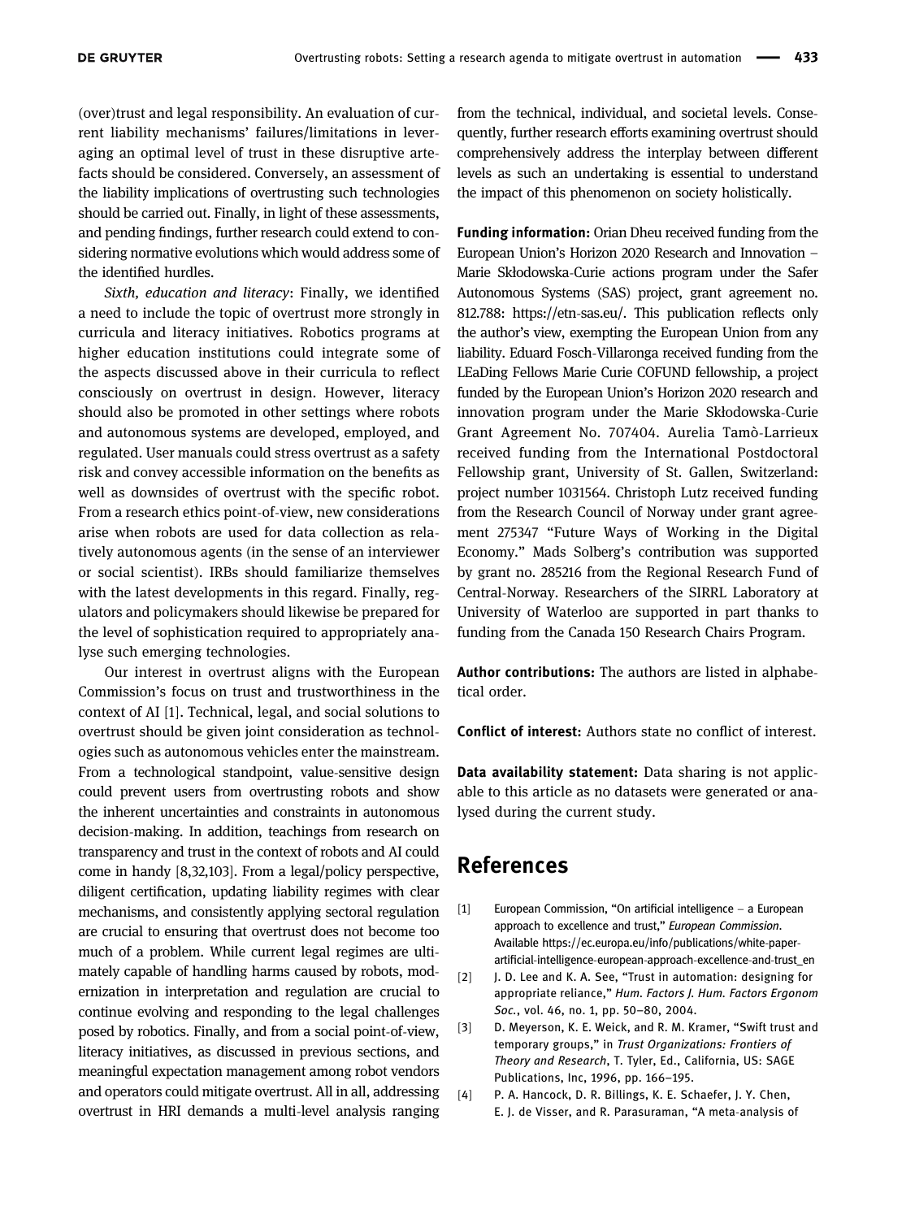(over)trust and legal responsibility. An evaluation of current liability mechanisms' failures/limitations in leveraging an optimal level of trust in these disruptive artefacts should be considered. Conversely, an assessment of the liability implications of overtrusting such technologies should be carried out. Finally, in light of these assessments, and pending findings, further research could extend to considering normative evolutions which would address some of the identified hurdles.

*Sixth, education and literacy*: Finally, we identified a need to include the topic of overtrust more strongly in curricula and literacy initiatives. Robotics programs at higher education institutions could integrate some of the aspects discussed above in their curricula to reflect consciously on overtrust in design. However, literacy should also be promoted in other settings where robots and autonomous systems are developed, employed, and regulated. User manuals could stress overtrust as a safety risk and convey accessible information on the benefits as well as downsides of overtrust with the specific robot. From a research ethics point-of-view, new considerations arise when robots are used for data collection as relatively autonomous agents (in the sense of an interviewer or social scientist). IRBs should familiarize themselves with the latest developments in this regard. Finally, regulators and policymakers should likewise be prepared for the level of sophistication required to appropriately analyse such emerging technologies.

Our interest in overtrust aligns with the European Commission's focus on trust and trustworthiness in the context of AI [1]. Technical, legal, and social solutions to overtrust should be given joint consideration as technologies such as autonomous vehicles enter the mainstream. From a technological standpoint, value-sensitive design could prevent users from overtrusting robots and show the inherent uncertainties and constraints in autonomous decision-making. In addition, teachings from research on transparency and trust in the context of robots and AI could come in handy [8,32,103]. From a legal/policy perspective, diligent certification, updating liability regimes with clear mechanisms, and consistently applying sectoral regulation are crucial to ensuring that overtrust does not become too much of a problem. While current legal regimes are ultimately capable of handling harms caused by robots, modernization in interpretation and regulation are crucial to continue evolving and responding to the legal challenges posed by robotics. Finally, and from a social point-of-view, literacy initiatives, as discussed in previous sections, and meaningful expectation management among robot vendors and operators could mitigate overtrust. All in all, addressing overtrust in HRI demands a multi-level analysis ranging from the technical, individual, and societal levels. Consequently, further research efforts examining overtrust should comprehensively address the interplay between different levels as such an undertaking is essential to understand the impact of this phenomenon on society holistically.

**Funding information:** Orian Dheu received funding from the European Union's Horizon 2020 Research and Innovation – Marie Skłodowska-Curie actions program under the Safer Autonomous Systems (SAS) project, grant agreement no. 812.788: https://etn-sas.eu/. This publication reflects only the author's view, exempting the European Union from any liability. Eduard Fosch-Villaronga received funding from the LEaDing Fellows Marie Curie COFUND fellowship, a project funded by the European Union's Horizon 2020 research and innovation program under the Marie Skłodowska-Curie Grant Agreement No. 707404. Aurelia Tamò-Larrieux received funding from the International Postdoctoral Fellowship grant, University of St. Gallen, Switzerland: project number 1031564. Christoph Lutz received funding from the Research Council of Norway under grant agreement 275347 "Future Ways of Working in the Digital Economy." Mads Solberg's contribution was supported by grant no. 285216 from the Regional Research Fund of Central-Norway. Researchers of the SIRRL Laboratory at University of Waterloo are supported in part thanks to funding from the Canada 150 Research Chairs Program.

**Author contributions:** The authors are listed in alphabetical order.

**Conflict of interest:** Authors state no conflict of interest.

**Data availability statement:** Data sharing is not applicable to this article as no datasets were generated or analysed during the current study.

## References

[1] European Commission, "On artificial intelligence – a European approach to excellence and trust," *European Commission*. Available https://ec.europa.eu/info/publications/white-paper-artificial-intelligence-european-approach-excellence-and-trust_en

[2] J. D. Lee and K. A. See, "Trust in automation: designing for appropriate reliance," *Hum. Factors J. Hum. Factors Ergonom Soc.*, vol. 46, no. 1, pp. 50–80, 2004.

[3] D. Meyerson, K. E. Weick, and R. M. Kramer, "Swift trust and temporary groups," in *Trust Organizations: Frontiers of Theory and Research*, T. Tyler, Ed., California, US: SAGE Publications, Inc, 1996, pp. 166–195.

[4] P. A. Hancock, D. R. Billings, K. E. Schaefer, J. Y. Chen, E. J. de Visser, and R. Parasuraman, "A meta-analysis of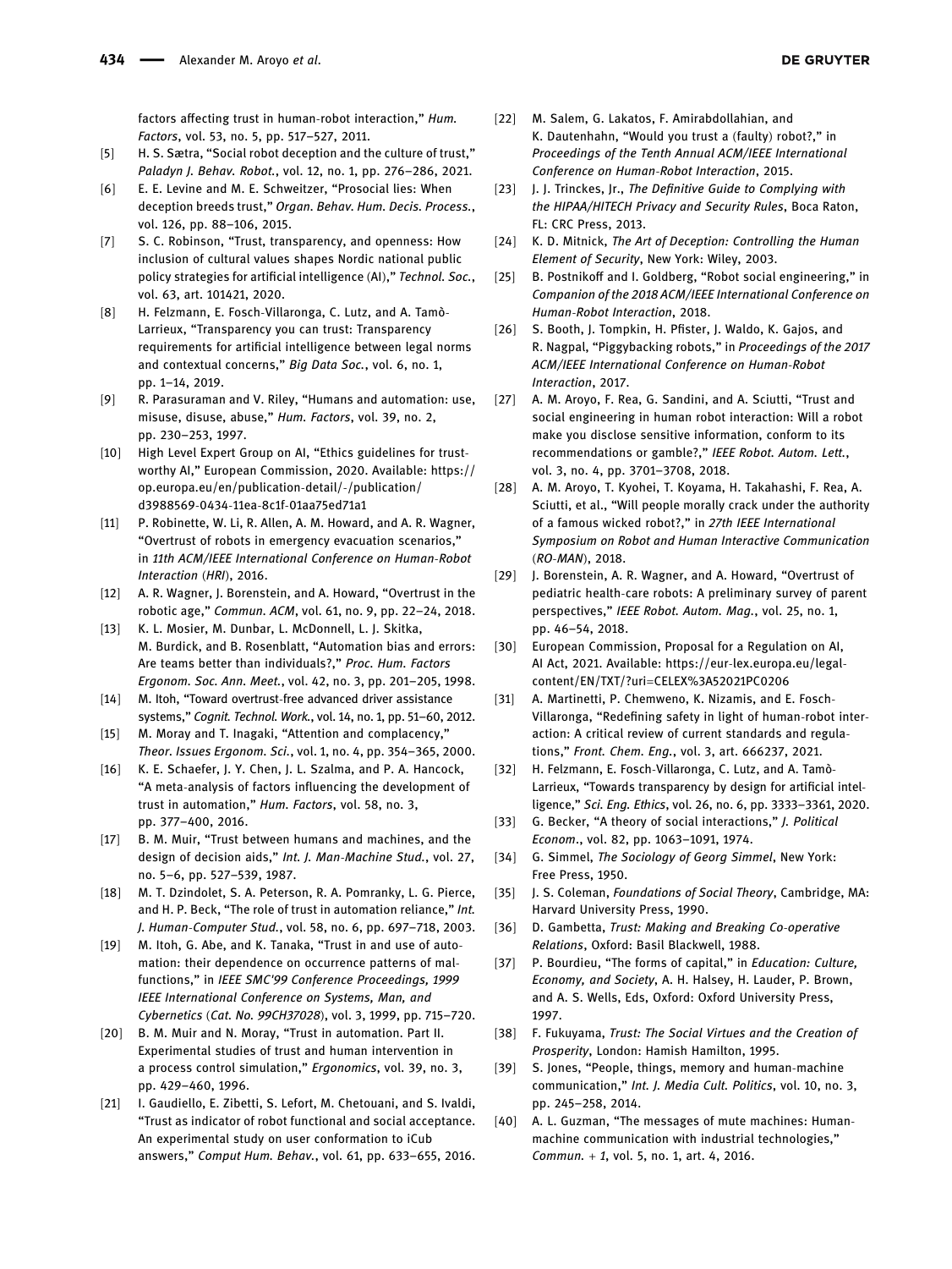factors affecting trust in human-robot interaction," *Hum. Factors*, vol. 53, no. 5, pp. 517–527, 2011.

[5] H. S. Sætra, "Social robot deception and the culture of trust," *Paladyn J. Behav. Robot.*, vol. 12, no. 1, pp. 276–286, 2021.

[6] E. E. Levine and M. E. Schweitzer, "Prosocial lies: When deception breeds trust," *Organ. Behav. Hum. Decis. Process.*, vol. 126, pp. 88–106, 2015.

[7] S. C. Robinson, "Trust, transparency, and openness: How inclusion of cultural values shapes Nordic national public policy strategies for artificial intelligence (AI)," *Technol. Soc.*, vol. 63, art. 101421, 2020.

[8] H. Felzmann, E. Fosch-Villaronga, C. Lutz, and A. Tamò-Larrieux, "Transparency you can trust: Transparency requirements for artificial intelligence between legal norms and contextual concerns," *Big Data Soc.*, vol. 6, no. 1, pp. 1–14, 2019.

[9] R. Parasuraman and V. Riley, "Humans and automation: use, misuse, disuse, abuse," *Hum. Factors*, vol. 39, no. 2, pp. 230–253, 1997.

[10] High Level Expert Group on AI, "Ethics guidelines for trustworthy AI," European Commission, 2020. Available: https://op.europa.eu/en/publication-detail/-/publication/d3988569-0434-11ea-8c1f-01aa75ed71a1

[11] P. Robinette, W. Li, R. Allen, A. M. Howard, and A. R. Wagner, "Overtrust of robots in emergency evacuation scenarios," in *11th ACM/IEEE International Conference on Human-Robot Interaction (HRI)*, 2016.

[12] A. R. Wagner, J. Borenstein, and A. Howard, "Overtrust in the robotic age," *Commun. ACM*, vol. 61, no. 9, pp. 22–24, 2018.

[13] K. L. Mosier, M. Dunbar, L. McDonnell, L. J. Skitka, M. Burdick, and B. Rosenblatt, "Automation bias and errors: Are teams better than individuals?," *Proc. Hum. Factors Ergonom. Soc. Ann. Meet.*, vol. 42, no. 3, pp. 201–205, 1998.

[14] M. Itoh, "Toward overtrust-free advanced driver assistance systems," *Cognit. Technol. Work.*, vol. 14, no. 1, pp. 51–60, 2012.

[15] M. Moray and T. Inagaki, "Attention and complacency," *Theor. Issues Ergonom. Sci.*, vol. 1, no. 4, pp. 354–365, 2000.

[16] K. E. Schaefer, J. Y. Chen, J. L. Szalma, and P. A. Hancock, "A meta-analysis of factors influencing the development of trust in automation," *Hum. Factors*, vol. 58, no. 3, pp. 377–400, 2016.

[17] B. M. Muir, "Trust between humans and machines, and the design of decision aids," *Int. J. Man-Machine Stud.*, vol. 27, no. 5–6, pp. 527–539, 1987.

[18] M. T. Dzindolet, S. A. Peterson, R. A. Pomranky, L. G. Pierce, and H. P. Beck, "The role of trust in automation reliance," *Int. J. Human-Computer Stud.*, vol. 58, no. 6, pp. 697–718, 2003.

[19] M. Itoh, G. Abe, and K. Tanaka, "Trust in and use of automation: their dependence on occurrence patterns of malfunctions," in *IEEE SMC'99 Conference Proceedings, 1999 IEEE International Conference on Systems, Man, and Cybernetics (Cat. No. 99CH37028)*, vol. 3, 1999, pp. 715–720.

[20] B. M. Muir and N. Moray, "Trust in automation. Part II. Experimental studies of trust and human intervention in a process control simulation," *Ergonomics*, vol. 39, no. 3, pp. 429–460, 1996.

[21] I. Gaudiello, E. Zibetti, S. Lefort, M. Chetouani, and S. Ivaldi, "Trust as indicator of robot functional and social acceptance. An experimental study on user conformation to iCub answers," *Comput Hum. Behav.*, vol. 61, pp. 633–655, 2016.

[22] M. Salem, G. Lakatos, F. Amirabdollahian, and K. Dautenhahn, "Would you trust a (faulty) robot?," in *Proceedings of the Tenth Annual ACM/IEEE International Conference on Human-Robot Interaction*, 2015.

[23] J. J. Trinckes, Jr., *The Definitive Guide to Complying with the HIPAA/HITECH Privacy and Security Rules*, Boca Raton, FL: CRC Press, 2013.

[24] K. D. Mitnick, *The Art of Deception: Controlling the Human Element of Security*, New York: Wiley, 2003.

[25] B. Postnikoff and I. Goldberg, "Robot social engineering," in *Companion of the 2018 ACM/IEEE International Conference on Human-Robot Interaction*, 2018.

[26] S. Booth, J. Tompkin, H. Pfister, J. Waldo, K. Gajos, and R. Nagpal, "Piggybacking robots," in *Proceedings of the 2017 ACM/IEEE International Conference on Human-Robot Interaction*, 2017.

[27] A. M. Aroyo, F. Rea, G. Sandini, and A. Sciutti, "Trust and social engineering in human robot interaction: Will a robot make you disclose sensitive information, conform to its recommendations or gamble?," *IEEE Robot. Autom. Lett.*, vol. 3, no. 4, pp. 3701–3708, 2018.

[28] A. M. Aroyo, T. Kyohei, T. Koyama, H. Takahashi, F. Rea, A. Sciutti, et al., "Will people morally crack under the authority of a famous wicked robot?," in *27th IEEE International Symposium on Robot and Human Interactive Communication (RO-MAN)*, 2018.

[29] J. Borenstein, A. R. Wagner, and A. Howard, "Overtrust of pediatric health-care robots: A preliminary survey of parent perspectives," *IEEE Robot. Autom. Mag.*, vol. 25, no. 1, pp. 46–54, 2018.

[30] European Commission, Proposal for a Regulation on AI, AI Act, 2021. Available: https://eur-lex.europa.eu/legal-content/EN/TXT/?uri=CELEX%3A52021PC0206

[31] A. Martinetti, P. Chemweno, K. Nizamis, and E. Fosch-Villaronga, "Redefining safety in light of human-robot interaction: A critical review of current standards and regulations," *Front. Chem. Eng.*, vol. 3, art. 666237, 2021.

[32] H. Felzmann, E. Fosch-Villaronga, C. Lutz, and A. Tamò-Larrieux, "Towards transparency by design for artificial intelligence," *Sci. Eng. Ethics*, vol. 26, no. 6, pp. 3333–3361, 2020.

[33] G. Becker, "A theory of social interactions," *J. Political Econom.*, vol. 82, pp. 1063–1091, 1974.

[34] G. Simmel, *The Sociology of Georg Simmel*, New York: Free Press, 1950.

[35] J. S. Coleman, *Foundations of Social Theory*, Cambridge, MA: Harvard University Press, 1990.

[36] D. Gambetta, *Trust: Making and Breaking Co-operative Relations*, Oxford: Basil Blackwell, 1988.

[37] P. Bourdieu, "The forms of capital," in *Education: Culture, Economy, and Society*, A. H. Halsey, H. Lauder, P. Brown, and A. S. Wells, Eds, Oxford: Oxford University Press, 1997.

[38] F. Fukuyama, *Trust: The Social Virtues and the Creation of Prosperity*, London: Hamish Hamilton, 1995.

[39] S. Jones, "People, things, memory and human-machine communication," *Int. J. Media Cult. Politics*, vol. 10, no. 3, pp. 245–258, 2014.

[40] A. L. Guzman, "The messages of mute machines: Human-machine communication with industrial technologies," *Commun. + 1*, vol. 5, no. 1, art. 4, 2016.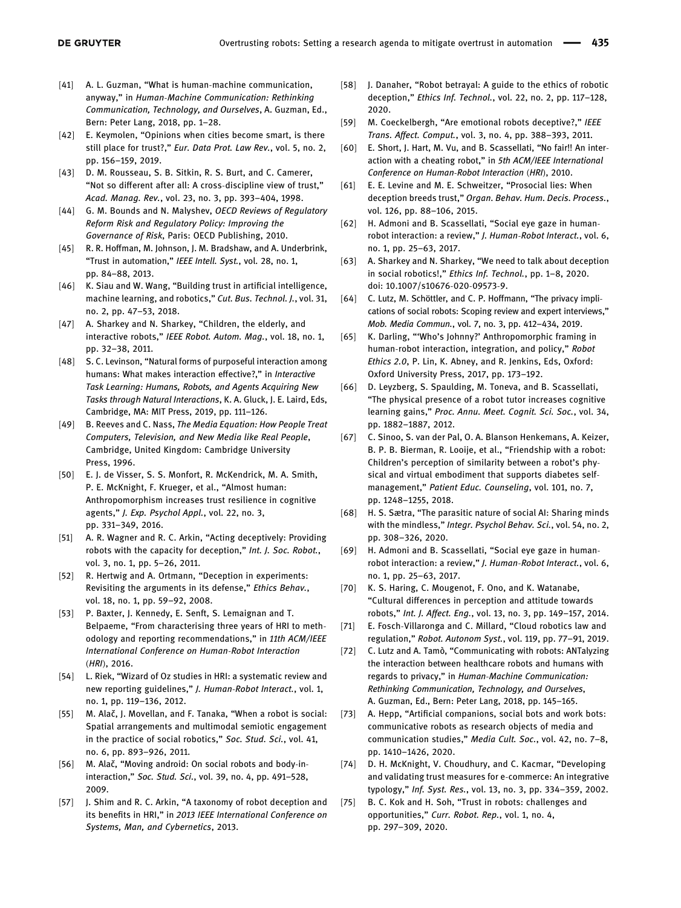[41] A. L. Guzman, "What is human-machine communication, anyway," in *Human-Machine Communication: Rethinking Communication, Technology, and Ourselves*, A. Guzman, Ed., Bern: Peter Lang, 2018, pp. 1–28.

[42] E. Keymolen, "Opinions when cities become smart, is there still place for trust?," *Eur. Data Prot. Law Rev.*, vol. 5, no. 2, pp. 156–159, 2019.

[43] D. M. Rousseau, S. B. Sitkin, R. S. Burt, and C. Camerer, "Not so different after all: A cross-discipline view of trust," *Acad. Manag. Rev.*, vol. 23, no. 3, pp. 393–404, 1998.

[44] G. M. Bounds and N. Malyshev, *OECD Reviews of Regulatory Reform Risk and Regulatory Policy: Improving the Governance of Risk*, Paris: OECD Publishing, 2010.

[45] R. R. Hoffman, M. Johnson, J. M. Bradshaw, and A. Underbrink, "Trust in automation," *IEEE Intell. Syst.*, vol. 28, no. 1, pp. 84–88, 2013.

[46] K. Siau and W. Wang, "Building trust in artificial intelligence, machine learning, and robotics," *Cut. Bus. Technol. J.*, vol. 31, no. 2, pp. 47–53, 2018.

[47] A. Sharkey and N. Sharkey, "Children, the elderly, and interactive robots," *IEEE Robot. Autom. Mag.*, vol. 18, no. 1, pp. 32–38, 2011.

[48] S. C. Levinson, "Natural forms of purposeful interaction among humans: What makes interaction effective?," in *Interactive Task Learning: Humans, Robots, and Agents Acquiring New Tasks through Natural Interactions*, K. A. Gluck, J. E. Laird, Eds, Cambridge, MA: MIT Press, 2019, pp. 111–126.

[49] B. Reeves and C. Nass, *The Media Equation: How People Treat Computers, Television, and New Media like Real People*, Cambridge, United Kingdom: Cambridge University Press, 1996.

[50] E. J. de Visser, S. S. Monfort, R. McKendrick, M. A. Smith, P. E. McKnight, F. Krueger, et al., "Almost human: Anthropomorphism increases trust resilience in cognitive agents," *J. Exp. Psychol Appl.*, vol. 22, no. 3, pp. 331–349, 2016.

[51] A. R. Wagner and R. C. Arkin, "Acting deceptively: Providing robots with the capacity for deception," *Int. J. Soc. Robot.*, vol. 3, no. 1, pp. 5–26, 2011.

[52] R. Hertwig and A. Ortmann, "Deception in experiments: Revisiting the arguments in its defense," *Ethics Behav.*, vol. 18, no. 1, pp. 59–92, 2008.

[53] P. Baxter, J. Kennedy, E. Senft, S. Lemaignan and T. Belpaeme, "From characterising three years of HRI to methodology and reporting recommendations," in *11th ACM/IEEE International Conference on Human-Robot Interaction (HRI)*, 2016.

[54] L. Riek, "Wizard of Oz studies in HRI: a systematic review and new reporting guidelines," *J. Human-Robot Interact.*, vol. 1, no. 1, pp. 119–136, 2012.

[55] M. Alač, J. Movellan, and F. Tanaka, "When a robot is social: Spatial arrangements and multimodal semiotic engagement in the practice of social robotics," *Soc. Stud. Sci.*, vol. 41, no. 6, pp. 893–926, 2011.

[56] M. Alač, "Moving android: On social robots and body-in-interaction," *Soc. Stud. Sci.*, vol. 39, no. 4, pp. 491–528, 2009.

[57] J. Shim and R. C. Arkin, "A taxonomy of robot deception and its benefits in HRI," in *2013 IEEE International Conference on Systems, Man, and Cybernetics*, 2013.

[58] J. Danaher, "Robot betrayal: A guide to the ethics of robotic deception," *Ethics Inf. Technol.*, vol. 22, no. 2, pp. 117–128, 2020.

[59] M. Coeckelbergh, "Are emotional robots deceptive?," *IEEE Trans. Affect. Comput.*, vol. 3, no. 4, pp. 388–393, 2011.

[60] E. Short, J. Hart, M. Vu, and B. Scassellati, "No fair!! An interaction with a cheating robot," in *5th ACM/IEEE International Conference on Human-Robot Interaction (HRI)*, 2010.

[61] E. E. Levine and M. E. Schweitzer, "Prosocial lies: When deception breeds trust," *Organ. Behav. Hum. Decis. Process.*, vol. 126, pp. 88–106, 2015.

[62] H. Admoni and B. Scassellati, "Social eye gaze in human-robot interaction: a review," *J. Human-Robot Interact.*, vol. 6, no. 1, pp. 25–63, 2017.

[63] A. Sharkey and N. Sharkey, "We need to talk about deception in social robotics!," *Ethics Inf. Technol.*, pp. 1–8, 2020. doi: 10.1007/s10676-020-09573-9.

[64] C. Lutz, M. Schöttler, and C. P. Hoffmann, "The privacy implications of social robots: Scoping review and expert interviews," *Mob. Media Commun.*, vol. 7, no. 3, pp. 412–434, 2019.

[65] K. Darling, "'Who's Johnny?' Anthropomorphic framing in human-robot interaction, integration, and policy," *Robot Ethics 2.0*, P. Lin, K. Abney, and R. Jenkins, Eds, Oxford: Oxford University Press, 2017, pp. 173–192.

[66] D. Leyzberg, S. Spaulding, M. Toneva, and B. Scassellati, "The physical presence of a robot tutor increases cognitive learning gains," *Proc. Annu. Meet. Cognit. Sci. Soc.*, vol. 34, pp. 1882–1887, 2012.

[67] C. Sinoo, S. van der Pal, O. A. Blanson Henkemans, A. Keizer, B. P. B. Bierman, R. Looije, et al., "Friendship with a robot: Children's perception of similarity between a robot's physical and virtual embodiment that supports diabetes self-management," *Patient Educ. Counseling*, vol. 101, no. 7, pp. 1248–1255, 2018.

[68] H. S. Sætra, "The parasitic nature of social AI: Sharing minds with the mindless," *Integr. Psychol Behav. Sci.*, vol. 54, no. 2, pp. 308–326, 2020.

[69] H. Admoni and B. Scassellati, "Social eye gaze in human-robot interaction: a review," *J. Human-Robot Interact.*, vol. 6, no. 1, pp. 25–63, 2017.

[70] K. S. Haring, C. Mougenot, F. Ono, and K. Watanabe, "Cultural differences in perception and attitude towards robots," *Int. J. Affect. Eng.*, vol. 13, no. 3, pp. 149–157, 2014.

[71] E. Fosch-Villaronga and C. Millard, "Cloud robotics law and regulation," *Robot. Autonom Syst.*, vol. 119, pp. 77–91, 2019.

[72] C. Lutz and A. Tamò, "Communicating with robots: ANTalyzing the interaction between healthcare robots and humans with regards to privacy," in *Human-Machine Communication: Rethinking Communication, Technology, and Ourselves*, A. Guzman, Ed., Bern: Peter Lang, 2018, pp. 145–165.

[73] A. Hepp, "Artificial companions, social bots and work bots: communicative robots as research objects of media and communication studies," *Media Cult. Soc.*, vol. 42, no. 7–8, pp. 1410–1426, 2020.

[74] D. H. McKnight, V. Choudhury, and C. Kacmar, "Developing and validating trust measures for e-commerce: An integrative typology," *Inf. Syst. Res.*, vol. 13, no. 3, pp. 334–359, 2002.

[75] B. C. Kok and H. Soh, "Trust in robots: challenges and opportunities," *Curr. Robot. Rep.*, vol. 1, no. 4, pp. 297–309, 2020.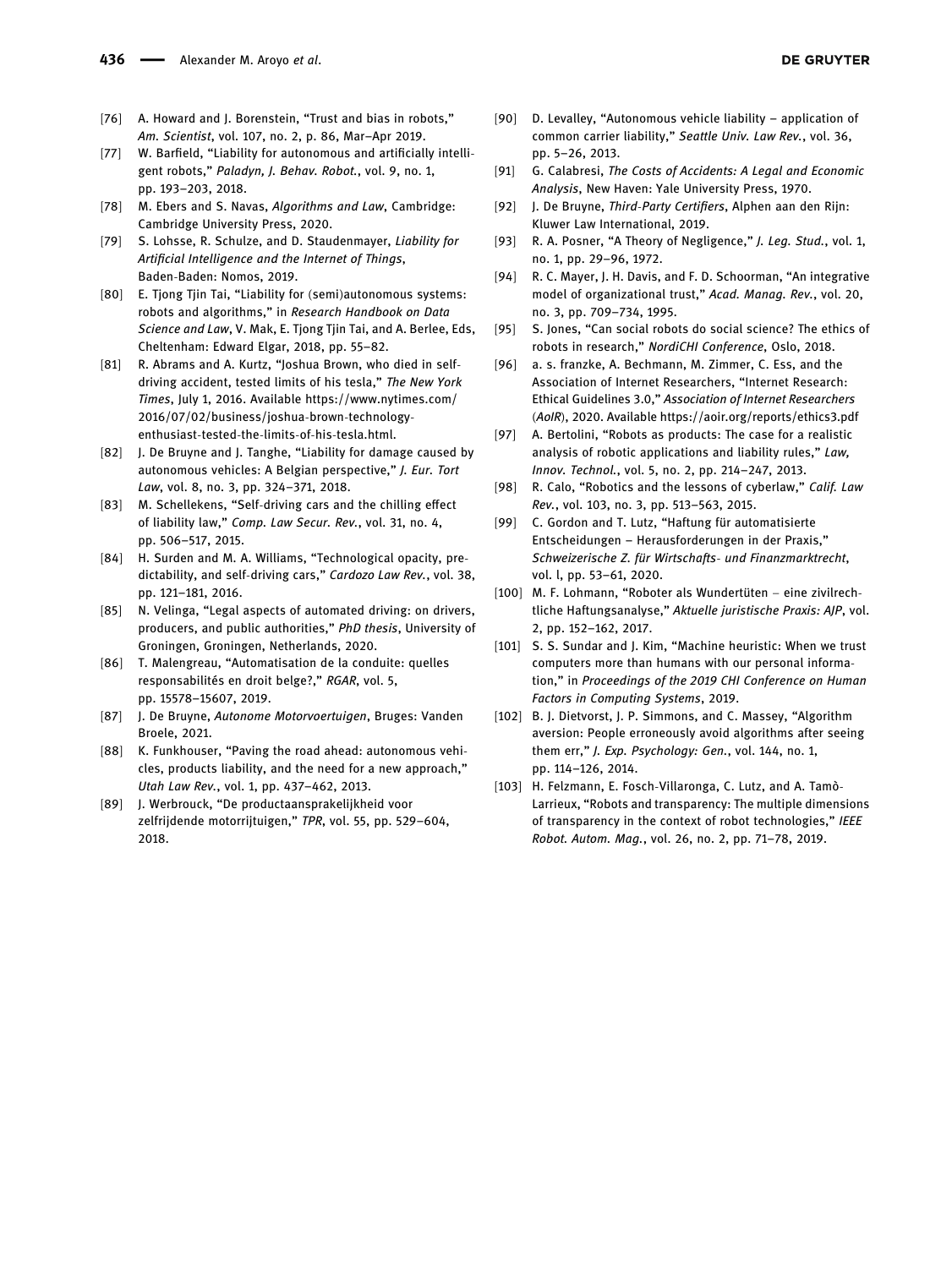[76] A. Howard and J. Borenstein, "Trust and bias in robots," *Am. Scientist*, vol. 107, no. 2, p. 86, Mar–Apr 2019.

[77] W. Barfield, "Liability for autonomous and artificially intelligent robots," *Paladyn, J. Behav. Robot.*, vol. 9, no. 1, pp. 193–203, 2018.

[78] M. Ebers and S. Navas, *Algorithms and Law*, Cambridge: Cambridge University Press, 2020.

[79] S. Lohsse, R. Schulze, and D. Staudenmayer, *Liability for Artificial Intelligence and the Internet of Things*, Baden-Baden: Nomos, 2019.

[80] E. Tjong Tjin Tai, "Liability for (semi)autonomous systems: robots and algorithms," in *Research Handbook on Data Science and Law*, V. Mak, E. Tjong Tjin Tai, and A. Berlee, Eds, Cheltenham: Edward Elgar, 2018, pp. 55–82.

[81] R. Abrams and A. Kurtz, "Joshua Brown, who died in self-driving accident, tested limits of his tesla," *The New York Times*, July 1, 2016. Available https://www.nytimes.com/2016/07/02/business/joshua-brown-technology-enthusiast-tested-the-limits-of-his-tesla.html.

[82] J. De Bruyne and J. Tanghe, "Liability for damage caused by autonomous vehicles: A Belgian perspective," *J. Eur. Tort Law*, vol. 8, no. 3, pp. 324–371, 2018.

[83] M. Schellekens, "Self-driving cars and the chilling effect of liability law," *Comp. Law Secur. Rev.*, vol. 31, no. 4, pp. 506–517, 2015.

[84] H. Surden and M. A. Williams, "Technological opacity, predictability, and self-driving cars," *Cardozo Law Rev.*, vol. 38, pp. 121–181, 2016.

[85] N. Velinga, "Legal aspects of automated driving: on drivers, producers, and public authorities," *PhD thesis*, University of Groningen, Groningen, Netherlands, 2020.

[86] T. Malengreau, "Automatisation de la conduite: quelles responsabilités en droit belge?," *RGAR*, vol. 5, pp. 15578–15607, 2019.

[87] J. De Bruyne, *Autonome Motorvoertuigen*, Bruges: Vanden Broele, 2021.

[88] K. Funkhouser, "Paving the road ahead: autonomous vehicles, products liability, and the need for a new approach," *Utah Law Rev.*, vol. 1, pp. 437–462, 2013.

[89] J. Werbrouck, "De productaansprakelijkheid voor zelfrijdende motorrijtuigen," *TPR*, vol. 55, pp. 529–604, 2018.

[90] D. Levalley, "Autonomous vehicle liability – application of common carrier liability," *Seattle Univ. Law Rev.*, vol. 36, pp. 5–26, 2013.

[91] G. Calabresi, *The Costs of Accidents: A Legal and Economic Analysis*, New Haven: Yale University Press, 1970.

[92] J. De Bruyne, *Third-Party Certifiers*, Alphen aan den Rijn: Kluwer Law International, 2019.

[93] R. A. Posner, "A Theory of Negligence," *J. Leg. Stud.*, vol. 1, no. 1, pp. 29–96, 1972.

[94] R. C. Mayer, J. H. Davis, and F. D. Schoorman, "An integrative model of organizational trust," *Acad. Manag. Rev.*, vol. 20, no. 3, pp. 709–734, 1995.

[95] S. Jones, "Can social robots do social science? The ethics of robots in research," *NordiCHI Conference*, Oslo, 2018.

[96] a. s. franzke, A. Bechmann, M. Zimmer, C. Ess, and the Association of Internet Researchers, "Internet Research: Ethical Guidelines 3.0," *Association of Internet Researchers (AoIR)*, 2020. Available https://aoir.org/reports/ethics3.pdf

[97] A. Bertolini, "Robots as products: The case for a realistic analysis of robotic applications and liability rules," *Law, Innov. Technol.*, vol. 5, no. 2, pp. 214–247, 2013.

[98] R. Calo, "Robotics and the lessons of cyberlaw," *Calif. Law Rev.*, vol. 103, no. 3, pp. 513–563, 2015.

[99] C. Gordon and T. Lutz, "Haftung für automatisierte Entscheidungen – Herausforderungen in der Praxis," *Schweizerische Z. für Wirtschafts- und Finanzmarktrecht*, vol. l, pp. 53–61, 2020.

[100] M. F. Lohmann, "Roboter als Wundertüten – eine zivilrechtliche Haftungsanalyse," *Aktuelle juristische Praxis: AJP*, vol. 2, pp. 152–162, 2017.

[101] S. S. Sundar and J. Kim, "Machine heuristic: When we trust computers more than humans with our personal information," in *Proceedings of the 2019 CHI Conference on Human Factors in Computing Systems*, 2019.

[102] B. J. Dietvorst, J. P. Simmons, and C. Massey, "Algorithm aversion: People erroneously avoid algorithms after seeing them err," *J. Exp. Psychology: Gen.*, vol. 144, no. 1, pp. 114–126, 2014.

[103] H. Felzmann, E. Fosch-Villaronga, C. Lutz, and A. Tamò-Larrieux, "Robots and transparency: The multiple dimensions of transparency in the context of robot technologies," *IEEE Robot. Autom. Mag.*, vol. 26, no. 2, pp. 71–78, 2019.